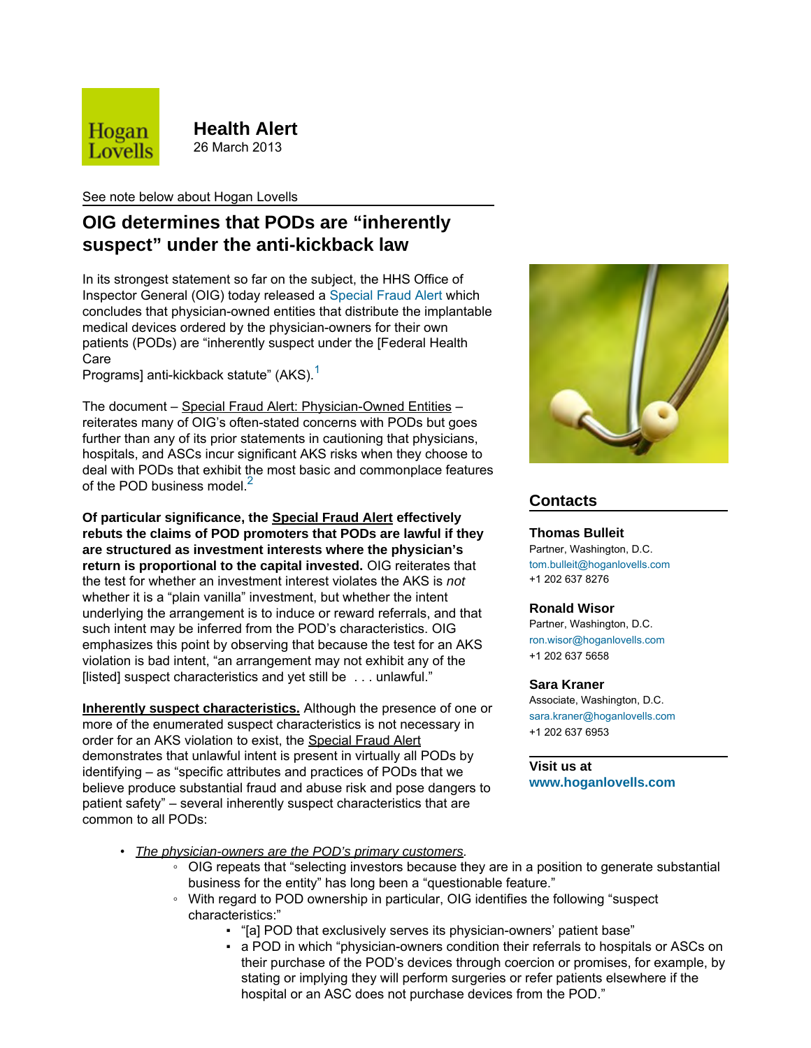Hogan Lovells

**Health Alert**
26 March 2013

See note below about Hogan Lovells

# OIG determines that PODs are "inherently suspect" under the anti-kickback law

In its strongest statement so far on the subject, the HHS Office of Inspector General (OIG) today released a Special Fraud Alert which concludes that physician-owned entities that distribute the implantable medical devices ordered by the physician-owners for their own patients (PODs) are "inherently suspect under the [Federal Health Care Programs] anti-kickback statute" (AKS).[1]

The document – Special Fraud Alert: Physician-Owned Entities – reiterates many of OIG's often-stated concerns with PODs but goes further than any of its prior statements in cautioning that physicians, hospitals, and ASCs incur significant AKS risks when they choose to deal with PODs that exhibit the most basic and commonplace features of the POD business model.[2]

**Of particular significance, the Special Fraud Alert effectively rebuts the claims of POD promoters that PODs are lawful if they are structured as investment interests where the physician's return is proportional to the capital invested.** OIG reiterates that the test for whether an investment interest violates the AKS is *not* whether it is a "plain vanilla" investment, but whether the intent underlying the arrangement is to induce or reward referrals, and that such intent may be inferred from the POD's characteristics. OIG emphasizes this point by observing that because the test for an AKS violation is bad intent, "an arrangement may not exhibit any of the [listed] suspect characteristics and yet still be . . . unlawful."

**Inherently suspect characteristics.** Although the presence of one or more of the enumerated suspect characteristics is not necessary in order for an AKS violation to exist, the Special Fraud Alert demonstrates that unlawful intent is present in virtually all PODs by identifying – as "specific attributes and practices of PODs that we believe produce substantial fraud and abuse risk and pose dangers to patient safety" – several inherently suspect characteristics that are common to all PODs:

- *The physician-owners are the POD's primary customers.*
  - OIG repeats that "selecting investors because they are in a position to generate substantial business for the entity" has long been a "questionable feature."
  - With regard to POD ownership in particular, OIG identifies the following "suspect characteristics:"
    - "[a] POD that exclusively serves its physician-owners' patient base"
    - a POD in which "physician-owners condition their referrals to hospitals or ASCs on their purchase of the POD's devices through coercion or promises, for example, by stating or implying they will perform surgeries or refer patients elsewhere if the hospital or an ASC does not purchase devices from the POD."

## Contacts

**Thomas Bulleit**
Partner, Washington, D.C.
tom.bulleit@hoganlovells.com
+1 202 637 8276

**Ronald Wisor**
Partner, Washington, D.C.
ron.wisor@hoganlovells.com
+1 202 637 5658

**Sara Kraner**
Associate, Washington, D.C.
sara.kraner@hoganlovells.com
+1 202 637 6953

**Visit us at**
**www.hoganlovells.com**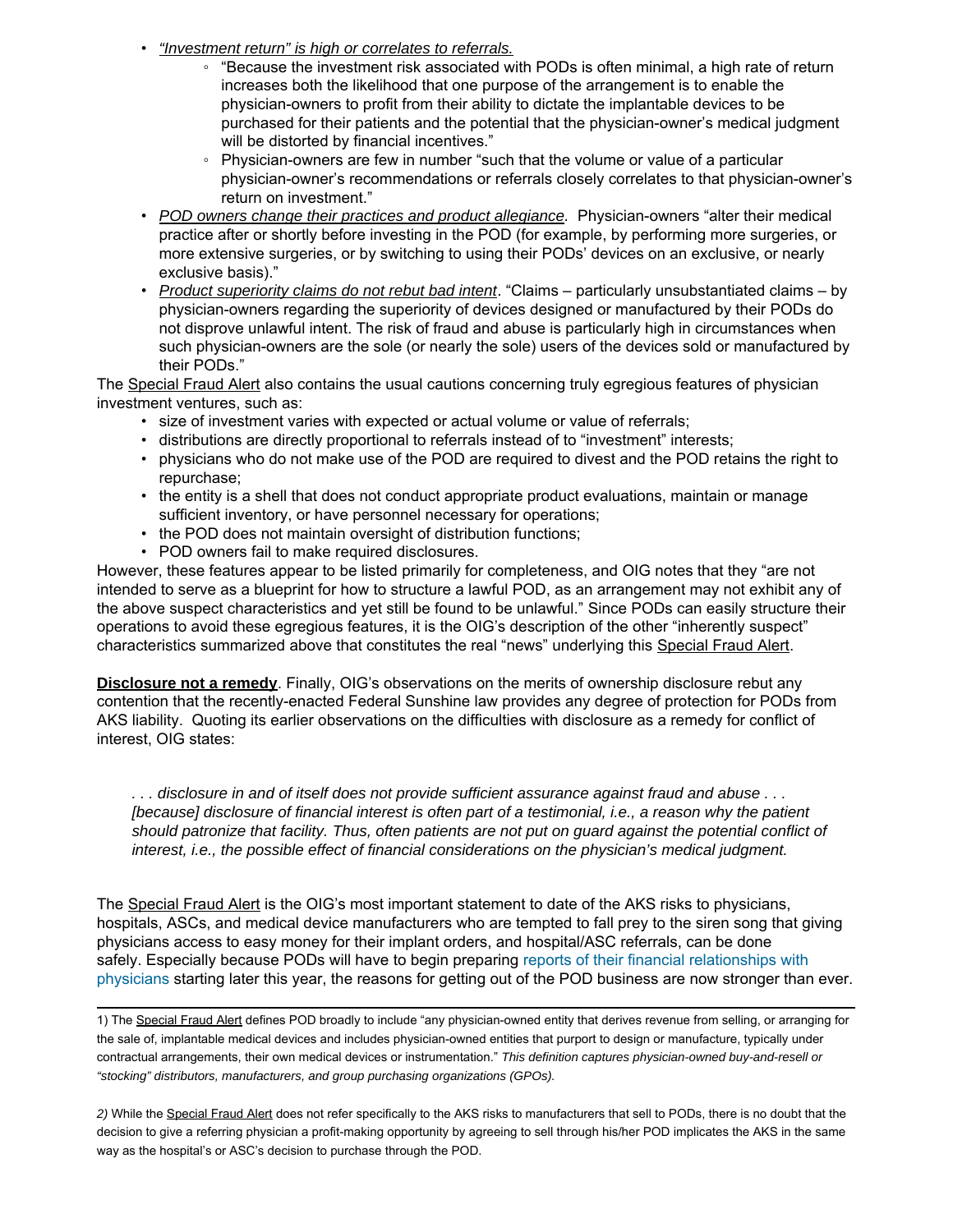- *"Investment return" is high or correlates to referrals.*
  - "Because the investment risk associated with PODs is often minimal, a high rate of return increases both the likelihood that one purpose of the arrangement is to enable the physician-owners to profit from their ability to dictate the implantable devices to be purchased for their patients and the potential that the physician-owner's medical judgment will be distorted by financial incentives."
  - Physician-owners are few in number "such that the volume or value of a particular physician-owner's recommendations or referrals closely correlates to that physician-owner's return on investment."
- *POD owners change their practices and product allegiance.* Physician-owners "alter their medical practice after or shortly before investing in the POD (for example, by performing more surgeries, or more extensive surgeries, or by switching to using their PODs' devices on an exclusive, or nearly exclusive basis)."
- *Product superiority claims do not rebut bad intent*. "Claims – particularly unsubstantiated claims – by physician-owners regarding the superiority of devices designed or manufactured by their PODs do not disprove unlawful intent. The risk of fraud and abuse is particularly high in circumstances when such physician-owners are the sole (or nearly the sole) users of the devices sold or manufactured by their PODs."

The Special Fraud Alert also contains the usual cautions concerning truly egregious features of physician investment ventures, such as:

- size of investment varies with expected or actual volume or value of referrals;
- distributions are directly proportional to referrals instead of to "investment" interests;
- physicians who do not make use of the POD are required to divest and the POD retains the right to repurchase;
- the entity is a shell that does not conduct appropriate product evaluations, maintain or manage sufficient inventory, or have personnel necessary for operations;
- the POD does not maintain oversight of distribution functions;
- POD owners fail to make required disclosures.

However, these features appear to be listed primarily for completeness, and OIG notes that they "are not intended to serve as a blueprint for how to structure a lawful POD, as an arrangement may not exhibit any of the above suspect characteristics and yet still be found to be unlawful." Since PODs can easily structure their operations to avoid these egregious features, it is the OIG's description of the other "inherently suspect" characteristics summarized above that constitutes the real "news" underlying this Special Fraud Alert.

**Disclosure not a remedy**. Finally, OIG's observations on the merits of ownership disclosure rebut any contention that the recently-enacted Federal Sunshine law provides any degree of protection for PODs from AKS liability. Quoting its earlier observations on the difficulties with disclosure as a remedy for conflict of interest, OIG states:

> *. . . disclosure in and of itself does not provide sufficient assurance against fraud and abuse . . . [because] disclosure of financial interest is often part of a testimonial, i.e., a reason why the patient should patronize that facility. Thus, often patients are not put on guard against the potential conflict of interest, i.e., the possible effect of financial considerations on the physician's medical judgment.*

The Special Fraud Alert is the OIG's most important statement to date of the AKS risks to physicians, hospitals, ASCs, and medical device manufacturers who are tempted to fall prey to the siren song that giving physicians access to easy money for their implant orders, and hospital/ASC referrals, can be done safely. Especially because PODs will have to begin preparing reports of their financial relationships with physicians starting later this year, the reasons for getting out of the POD business are now stronger than ever.

---

1) The Special Fraud Alert defines POD broadly to include "any physician-owned entity that derives revenue from selling, or arranging for the sale of, implantable medical devices and includes physician-owned entities that purport to design or manufacture, typically under contractual arrangements, their own medical devices or instrumentation." *This definition captures physician-owned buy-and-resell or "stocking" distributors, manufacturers, and group purchasing organizations (GPOs).*

*2)* While the Special Fraud Alert does not refer specifically to the AKS risks to manufacturers that sell to PODs, there is no doubt that the decision to give a referring physician a profit-making opportunity by agreeing to sell through his/her POD implicates the AKS in the same way as the hospital's or ASC's decision to purchase through the POD.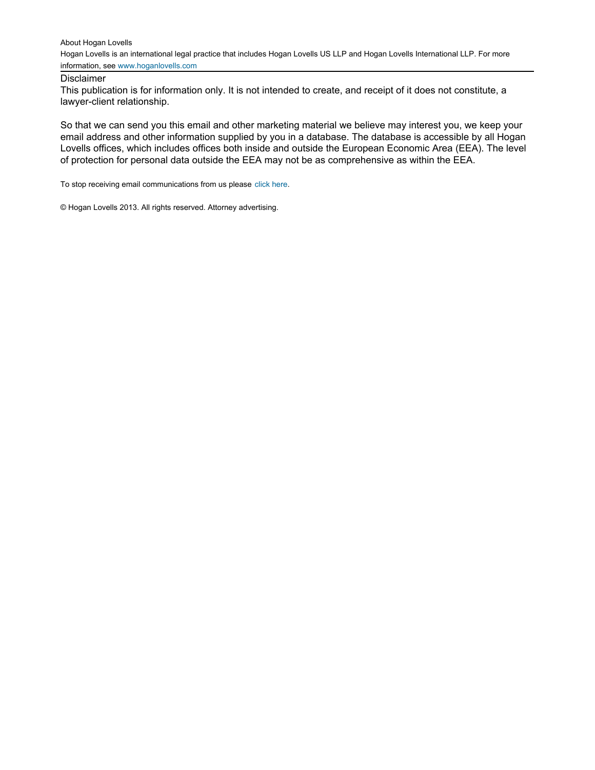About Hogan Lovells

Hogan Lovells is an international legal practice that includes Hogan Lovells US LLP and Hogan Lovells International LLP. For more information, see www.hoganlovells.com

---

Disclaimer

This publication is for information only. It is not intended to create, and receipt of it does not constitute, a lawyer-client relationship.

So that we can send you this email and other marketing material we believe may interest you, we keep your email address and other information supplied by you in a database. The database is accessible by all Hogan Lovells offices, which includes offices both inside and outside the European Economic Area (EEA). The level of protection for personal data outside the EEA may not be as comprehensive as within the EEA.

To stop receiving email communications from us please click here.

© Hogan Lovells 2013. All rights reserved. Attorney advertising.